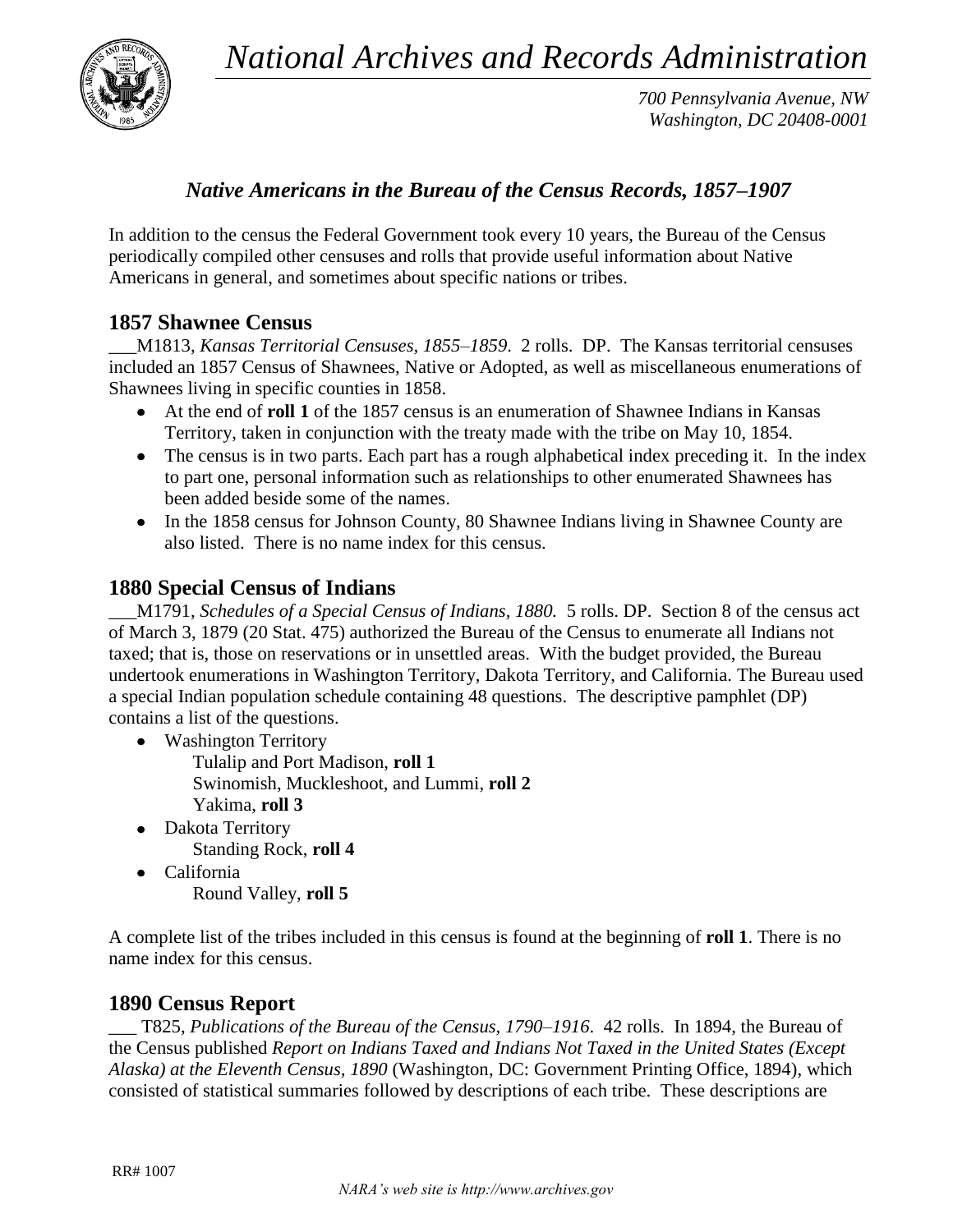# National Archives and Records Administration

*700 Pennsylvania Avenue, NW*
*Washington, DC 20408-0001*

## *Native Americans in the Bureau of the Census Records, 1857–1907*

In addition to the census the Federal Government took every 10 years, the Bureau of the Census periodically compiled other censuses and rolls that provide useful information about Native Americans in general, and sometimes about specific nations or tribes.

### 1857 Shawnee Census

___M1813, *Kansas Territorial Censuses, 1855–1859*. 2 rolls. DP. The Kansas territorial censuses included an 1857 Census of Shawnees, Native or Adopted, as well as miscellaneous enumerations of Shawnees living in specific counties in 1858.

- At the end of **roll 1** of the 1857 census is an enumeration of Shawnee Indians in Kansas Territory, taken in conjunction with the treaty made with the tribe on May 10, 1854.
- The census is in two parts. Each part has a rough alphabetical index preceding it. In the index to part one, personal information such as relationships to other enumerated Shawnees has been added beside some of the names.
- In the 1858 census for Johnson County, 80 Shawnee Indians living in Shawnee County are also listed. There is no name index for this census.

### 1880 Special Census of Indians

___M1791, *Schedules of a Special Census of Indians, 1880.* 5 rolls. DP. Section 8 of the census act of March 3, 1879 (20 Stat. 475) authorized the Bureau of the Census to enumerate all Indians not taxed; that is, those on reservations or in unsettled areas. With the budget provided, the Bureau undertook enumerations in Washington Territory, Dakota Territory, and California. The Bureau used a special Indian population schedule containing 48 questions. The descriptive pamphlet (DP) contains a list of the questions.

- Washington Territory
  - Tulalip and Port Madison, **roll 1**
  - Swinomish, Muckleshoot, and Lummi, **roll 2**
  - Yakima, **roll 3**
- Dakota Territory
  - Standing Rock, **roll 4**
- California
  - Round Valley, **roll 5**

A complete list of the tribes included in this census is found at the beginning of **roll 1**. There is no name index for this census.

### 1890 Census Report

___ T825, *Publications of the Bureau of the Census, 1790–1916*. 42 rolls. In 1894, the Bureau of the Census published *Report on Indians Taxed and Indians Not Taxed in the United States (Except Alaska) at the Eleventh Census, 1890* (Washington, DC: Government Printing Office, 1894), which consisted of statistical summaries followed by descriptions of each tribe. These descriptions are

RR# 1007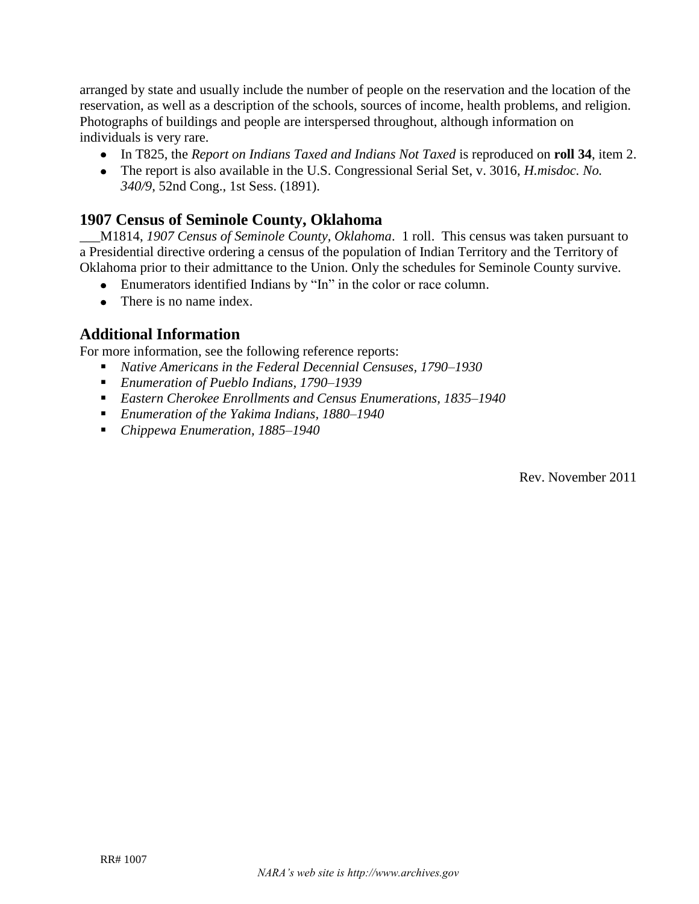arranged by state and usually include the number of people on the reservation and the location of the reservation, as well as a description of the schools, sources of income, health problems, and religion. Photographs of buildings and people are interspersed throughout, although information on individuals is very rare.

- In T825, the *Report on Indians Taxed and Indians Not Taxed* is reproduced on **roll 34**, item 2.
- The report is also available in the U.S. Congressional Serial Set, v. 3016, *H.misdoc. No. 340/9*, 52nd Cong., 1st Sess. (1891).

## 1907 Census of Seminole County, Oklahoma

___M1814, *1907 Census of Seminole County, Oklahoma*. 1 roll. This census was taken pursuant to a Presidential directive ordering a census of the population of Indian Territory and the Territory of Oklahoma prior to their admittance to the Union. Only the schedules for Seminole County survive.

- Enumerators identified Indians by "In" in the color or race column.
- There is no name index.

## Additional Information

For more information, see the following reference reports:

- *Native Americans in the Federal Decennial Censuses, 1790–1930*
- *Enumeration of Pueblo Indians, 1790–1939*
- *Eastern Cherokee Enrollments and Census Enumerations, 1835–1940*
- *Enumeration of the Yakima Indians, 1880–1940*
- *Chippewa Enumeration, 1885–1940*

Rev. November 2011

RR# 1007

*NARA's web site is http://www.archives.gov*